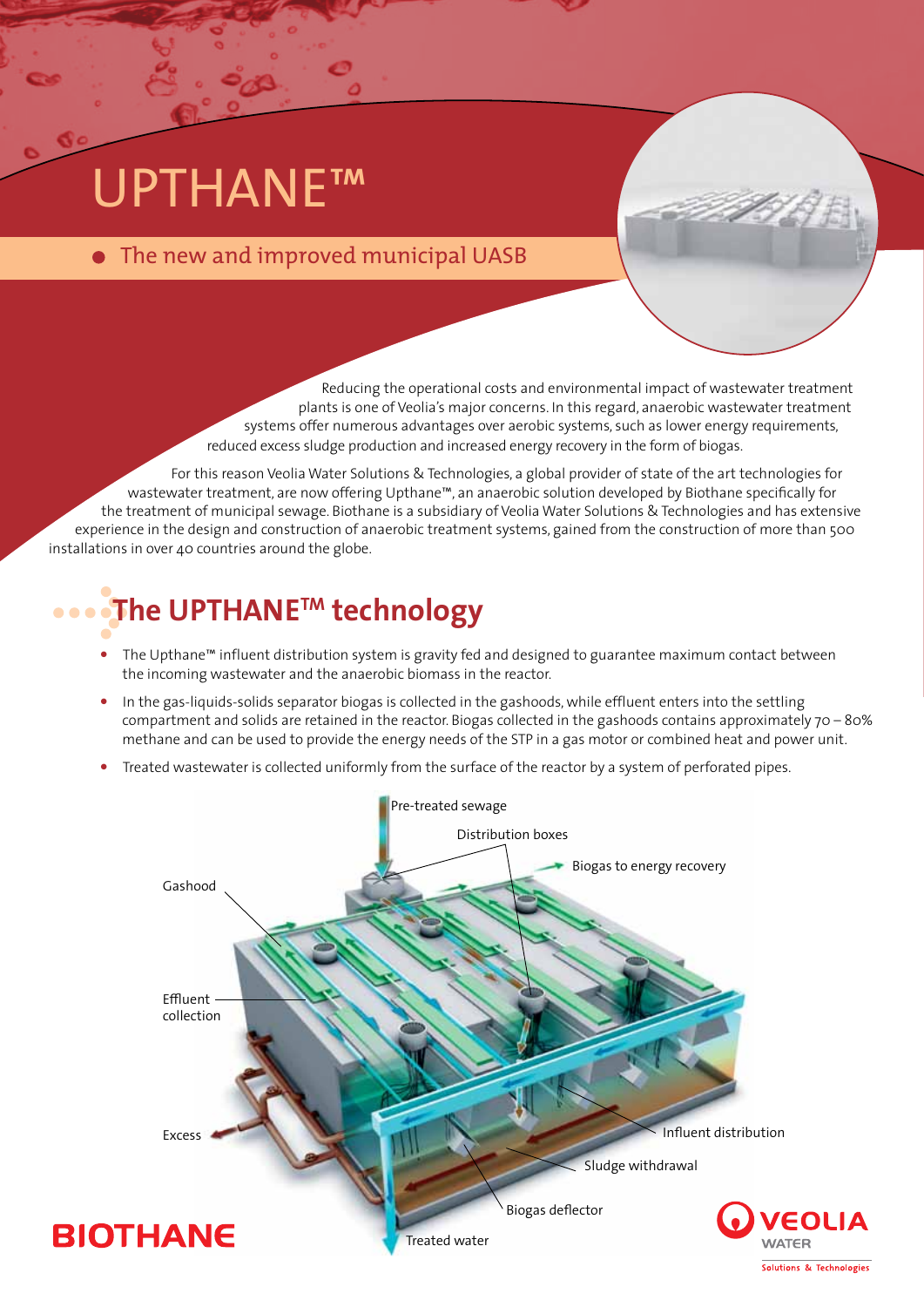# UPTHANE™

- The new and improved municipal UASB

Reducing the operational costs and environmental impact of wastewater treatment plants is one of Veolia's major concerns. In this regard, anaerobic wastewater treatment systems offer numerous advantages over aerobic systems, such as lower energy requirements, reduced excess sludge production and increased energy recovery in the form of biogas.

For this reason Veolia Water Solutions & Technologies, a global provider of state of the art technologies for wastewater treatment, are now offering Upthane™, an anaerobic solution developed by Biothane specifically for the treatment of municipal sewage. Biothane is a subsidiary of Veolia Water Solutions & Technologies and has extensive experience in the design and construction of anaerobic treatment systems, gained from the construction of more than 500 installations in over 40 countries around the globe.

## The UPTHANE™ technology

- The Upthane™ influent distribution system is gravity fed and designed to guarantee maximum contact between the incoming wastewater and the anaerobic biomass in the reactor.
- In the gas-liquids-solids separator biogas is collected in the gashoods, while effluent enters into the settling compartment and solids are retained in the reactor. Biogas collected in the gashoods contains approximately 70 – 80% methane and can be used to provide the energy needs of the STP in a gas motor or combined heat and power unit.
- Treated wastewater is collected uniformly from the surface of the reactor by a system of perforated pipes.

Pre-treated sewage

Distribution boxes

Biogas to energy recovery

Gashood

Effluent collection

Excess

Influent distribution

Sludge withdrawal

Biogas deflector

Treated water

BIOTHANE

VEOLIA WATER Solutions & Technologies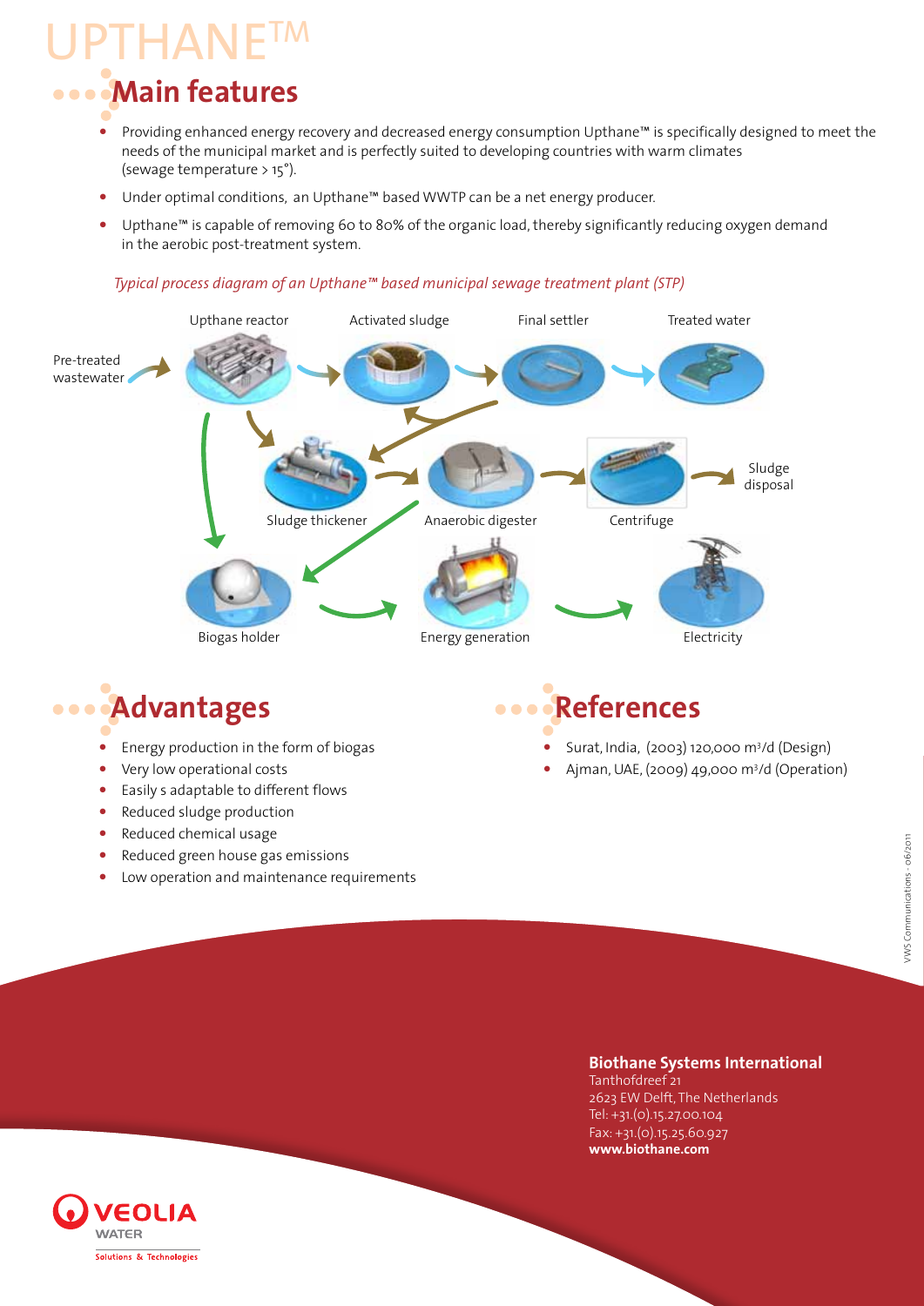# UPTHANE™

## Main features

- Providing enhanced energy recovery and decreased energy consumption Upthane™ is specifically designed to meet the needs of the municipal market and is perfectly suited to developing countries with warm climates (sewage temperature > 15°).
- Under optimal conditions, an Upthane™ based WWTP can be a net energy producer.
- Upthane™ is capable of removing 60 to 80% of the organic load, thereby significantly reducing oxygen demand in the aerobic post-treatment system.

*Typical process diagram of an Upthane™ based municipal sewage treatment plant (STP)*

Pre-treated wastewater
Upthane reactor
Activated sludge
Final settler
Treated water
Sludge thickener
Anaerobic digester
Centrifuge
Sludge disposal
Biogas holder
Energy generation
Electricity

## Advantages

- Energy production in the form of biogas
- Very low operational costs
- Easily s adaptable to different flows
- Reduced sludge production
- Reduced chemical usage
- Reduced green house gas emissions
- Low operation and maintenance requirements

## References

- Surat, India, (2003) 120,000 m³/d (Design)
- Ajman, UAE, (2009) 49,000 m³/d (Operation)

VWS Communications - 06/2011

**Biothane Systems International**
Tanthofdreef 21
2623 EW Delft, The Netherlands
Tel: +31.(0).15.27.00.104
Fax: +31.(0).15.25.60.927
**www.biothane.com**

VEOLIA WATER
Solutions & Technologies